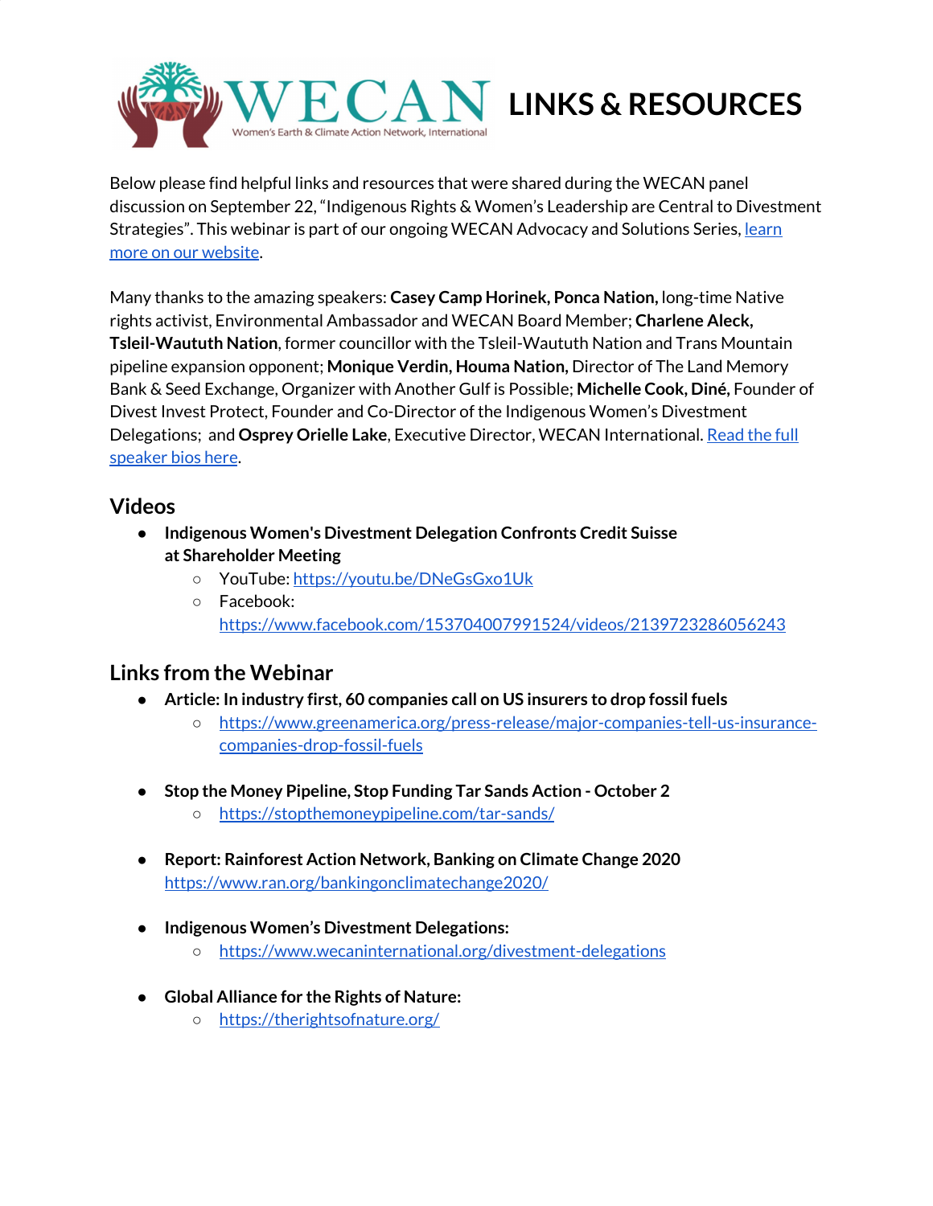# WECAN LINKS & RESOURCES

Women's Earth & Climate Action Network, International

Below please find helpful links and resources that were shared during the WECAN panel discussion on September 22, "Indigenous Rights & Women's Leadership are Central to Divestment Strategies". This webinar is part of our ongoing WECAN Advocacy and Solutions Series, learn more on our website.

Many thanks to the amazing speakers: **Casey Camp Horinek, Ponca Nation,** long-time Native rights activist, Environmental Ambassador and WECAN Board Member; **Charlene Aleck, Tsleil-Waututh Nation**, former councillor with the Tsleil-Waututh Nation and Trans Mountain pipeline expansion opponent; **Monique Verdin, Houma Nation,** Director of The Land Memory Bank & Seed Exchange, Organizer with Another Gulf is Possible; **Michelle Cook, Diné,** Founder of Divest Invest Protect, Founder and Co-Director of the Indigenous Women's Divestment Delegations; and **Osprey Orielle Lake**, Executive Director, WECAN International. Read the full speaker bios here.

## Videos

- **Indigenous Women's Divestment Delegation Confronts Credit Suisse at Shareholder Meeting**
  - YouTube: https://youtu.be/DNeGsGxo1Uk
  - Facebook: https://www.facebook.com/153704007991524/videos/2139723286056243

## Links from the Webinar

- **Article: In industry first, 60 companies call on US insurers to drop fossil fuels**
  - https://www.greenamerica.org/press-release/major-companies-tell-us-insurance-companies-drop-fossil-fuels

- **Stop the Money Pipeline, Stop Funding Tar Sands Action - October 2**
  - https://stopthemoneypipeline.com/tar-sands/

- **Report: Rainforest Action Network, Banking on Climate Change 2020**
  https://www.ran.org/bankingonclimatechange2020/

- **Indigenous Women's Divestment Delegations:**
  - https://www.wecaninternational.org/divestment-delegations

- **Global Alliance for the Rights of Nature:**
  - https://therightsofnature.org/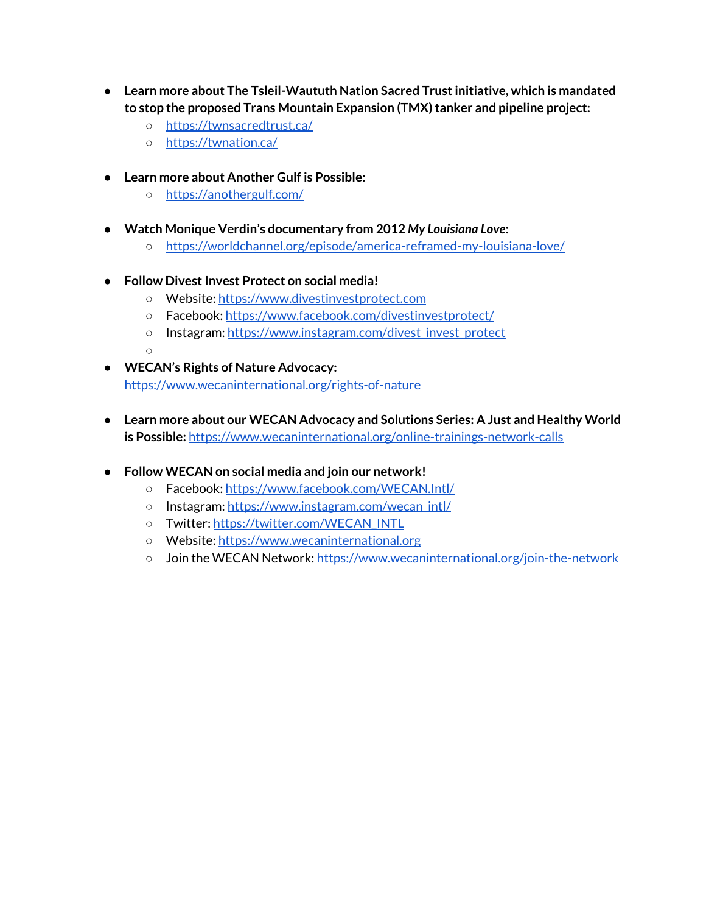- **Learn more about The Tsleil-Waututh Nation Sacred Trust initiative, which is mandated to stop the proposed Trans Mountain Expansion (TMX) tanker and pipeline project:**
    - https://twnsacredtrust.ca/
    - https://twnation.ca/

- **Learn more about Another Gulf is Possible:**
    - https://anothergulf.com/

- **Watch Monique Verdin's documentary from 2012 *My Louisiana Love*:**
    - https://worldchannel.org/episode/america-reframed-my-louisiana-love/

- **Follow Divest Invest Protect on social media!**
    - Website: https://www.divestinvestprotect.com
    - Facebook: https://www.facebook.com/divestinvestprotect/
    - Instagram: https://www.instagram.com/divest_invest_protect

- **WECAN's Rights of Nature Advocacy:** https://www.wecaninternational.org/rights-of-nature

- **Learn more about our WECAN Advocacy and Solutions Series: A Just and Healthy World is Possible:** https://www.wecaninternational.org/online-trainings-network-calls

- **Follow WECAN on social media and join our network!**
    - Facebook: https://www.facebook.com/WECAN.Intl/
    - Instagram: https://www.instagram.com/wecan_intl/
    - Twitter: https://twitter.com/WECAN_INTL
    - Website: https://www.wecaninternational.org
    - Join the WECAN Network: https://www.wecaninternational.org/join-the-network